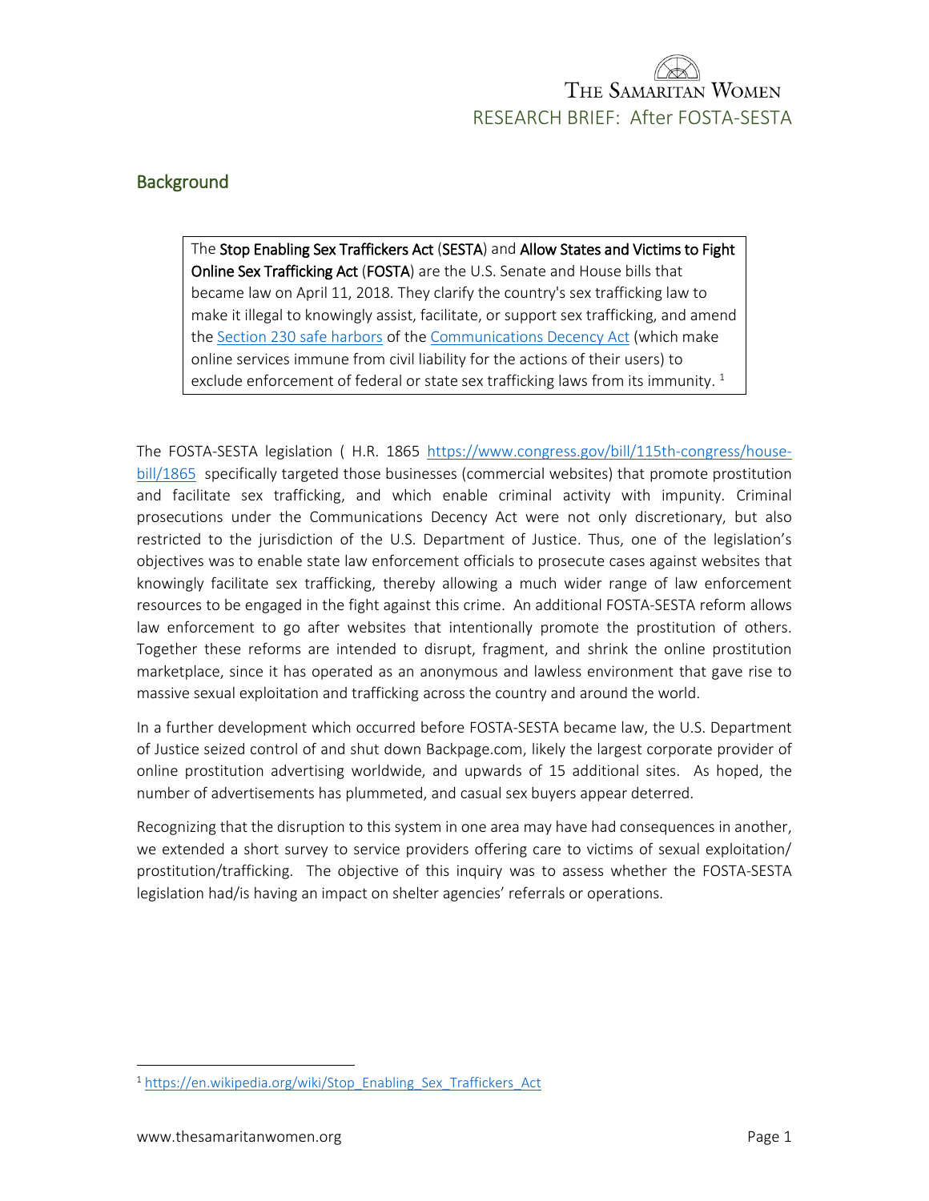# THE SAMARITAN WOMEN

## RESEARCH BRIEF: After FOSTA-SESTA

## Background

> The **Stop Enabling Sex Traffickers Act** (**SESTA**) and **Allow States and Victims to Fight Online Sex Trafficking Act** (**FOSTA**) are the U.S. Senate and House bills that became law on April 11, 2018. They clarify the country's sex trafficking law to make it illegal to knowingly assist, facilitate, or support sex trafficking, and amend the Section 230 safe harbors of the Communications Decency Act (which make online services immune from civil liability for the actions of their users) to exclude enforcement of federal or state sex trafficking laws from its immunity. [1]

The FOSTA-SESTA legislation ( H.R. 1865 https://www.congress.gov/bill/115th-congress/house-bill/1865 specifically targeted those businesses (commercial websites) that promote prostitution and facilitate sex trafficking, and which enable criminal activity with impunity. Criminal prosecutions under the Communications Decency Act were not only discretionary, but also restricted to the jurisdiction of the U.S. Department of Justice. Thus, one of the legislation's objectives was to enable state law enforcement officials to prosecute cases against websites that knowingly facilitate sex trafficking, thereby allowing a much wider range of law enforcement resources to be engaged in the fight against this crime. An additional FOSTA-SESTA reform allows law enforcement to go after websites that intentionally promote the prostitution of others. Together these reforms are intended to disrupt, fragment, and shrink the online prostitution marketplace, since it has operated as an anonymous and lawless environment that gave rise to massive sexual exploitation and trafficking across the country and around the world.

In a further development which occurred before FOSTA-SESTA became law, the U.S. Department of Justice seized control of and shut down Backpage.com, likely the largest corporate provider of online prostitution advertising worldwide, and upwards of 15 additional sites. As hoped, the number of advertisements has plummeted, and casual sex buyers appear deterred.

Recognizing that the disruption to this system in one area may have had consequences in another, we extended a short survey to service providers offering care to victims of sexual exploitation/ prostitution/trafficking. The objective of this inquiry was to assess whether the FOSTA-SESTA legislation had/is having an impact on shelter agencies' referrals or operations.

---

[1] https://en.wikipedia.org/wiki/Stop_Enabling_Sex_Traffickers_Act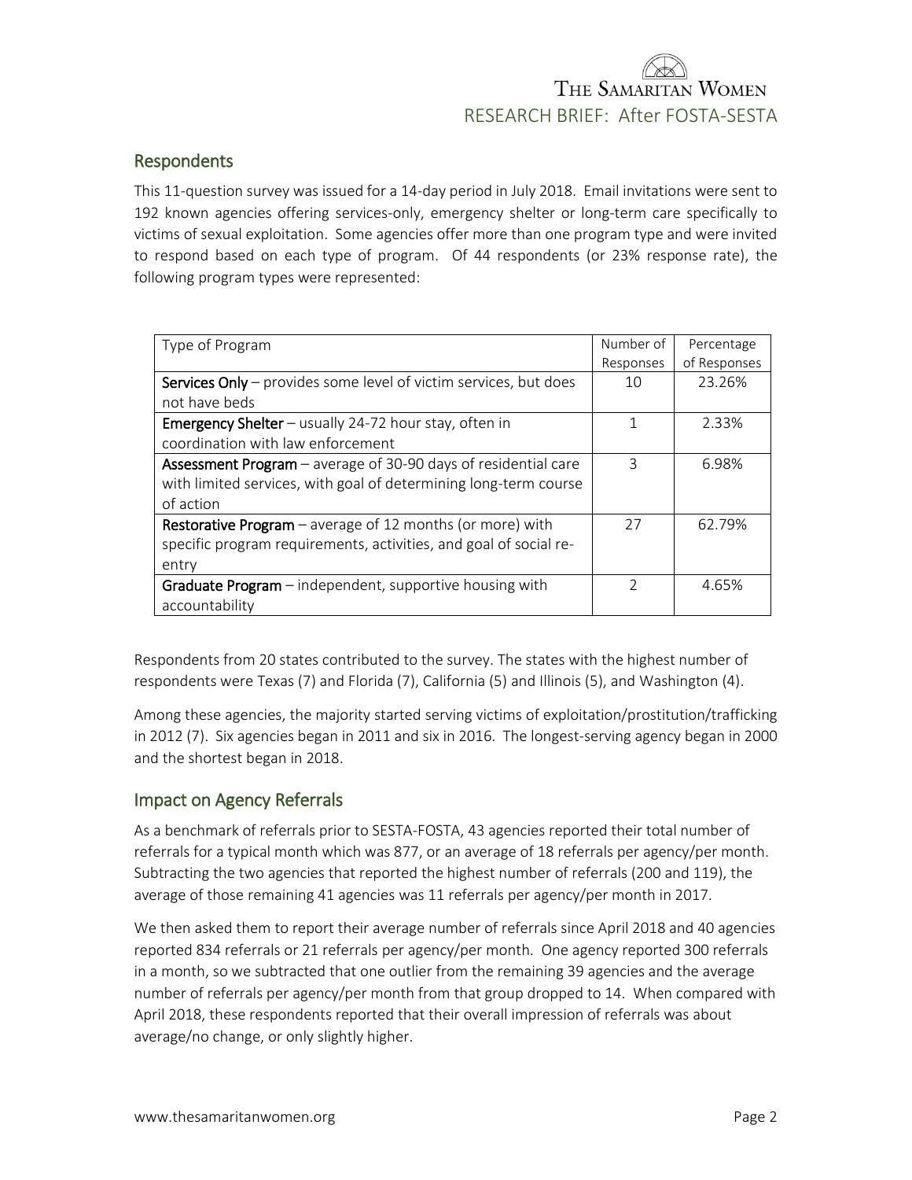## Respondents

This 11-question survey was issued for a 14-day period in July 2018. Email invitations were sent to 192 known agencies offering services-only, emergency shelter or long-term care specifically to victims of sexual exploitation. Some agencies offer more than one program type and were invited to respond based on each type of program. Of 44 respondents (or 23% response rate), the following program types were represented:

| Type of Program | Number of Responses | Percentage of Responses |
|---|---|---|
| **Services Only** – provides some level of victim services, but does not have beds | 10 | 23.26% |
| **Emergency Shelter** – usually 24-72 hour stay, often in coordination with law enforcement | 1 | 2.33% |
| **Assessment Program** – average of 30-90 days of residential care with limited services, with goal of determining long-term course of action | 3 | 6.98% |
| **Restorative Program** – average of 12 months (or more) with specific program requirements, activities, and goal of social re-entry | 27 | 62.79% |
| **Graduate Program** – independent, supportive housing with accountability | 2 | 4.65% |

Respondents from 20 states contributed to the survey. The states with the highest number of respondents were Texas (7) and Florida (7), California (5) and Illinois (5), and Washington (4).

Among these agencies, the majority started serving victims of exploitation/prostitution/trafficking in 2012 (7). Six agencies began in 2011 and six in 2016. The longest-serving agency began in 2000 and the shortest began in 2018.

## Impact on Agency Referrals

As a benchmark of referrals prior to SESTA-FOSTA, 43 agencies reported their total number of referrals for a typical month which was 877, or an average of 18 referrals per agency/per month. Subtracting the two agencies that reported the highest number of referrals (200 and 119), the average of those remaining 41 agencies was 11 referrals per agency/per month in 2017.

We then asked them to report their average number of referrals since April 2018 and 40 agencies reported 834 referrals or 21 referrals per agency/per month. One agency reported 300 referrals in a month, so we subtracted that one outlier from the remaining 39 agencies and the average number of referrals per agency/per month from that group dropped to 14. When compared with April 2018, these respondents reported that their overall impression of referrals was about average/no change, or only slightly higher.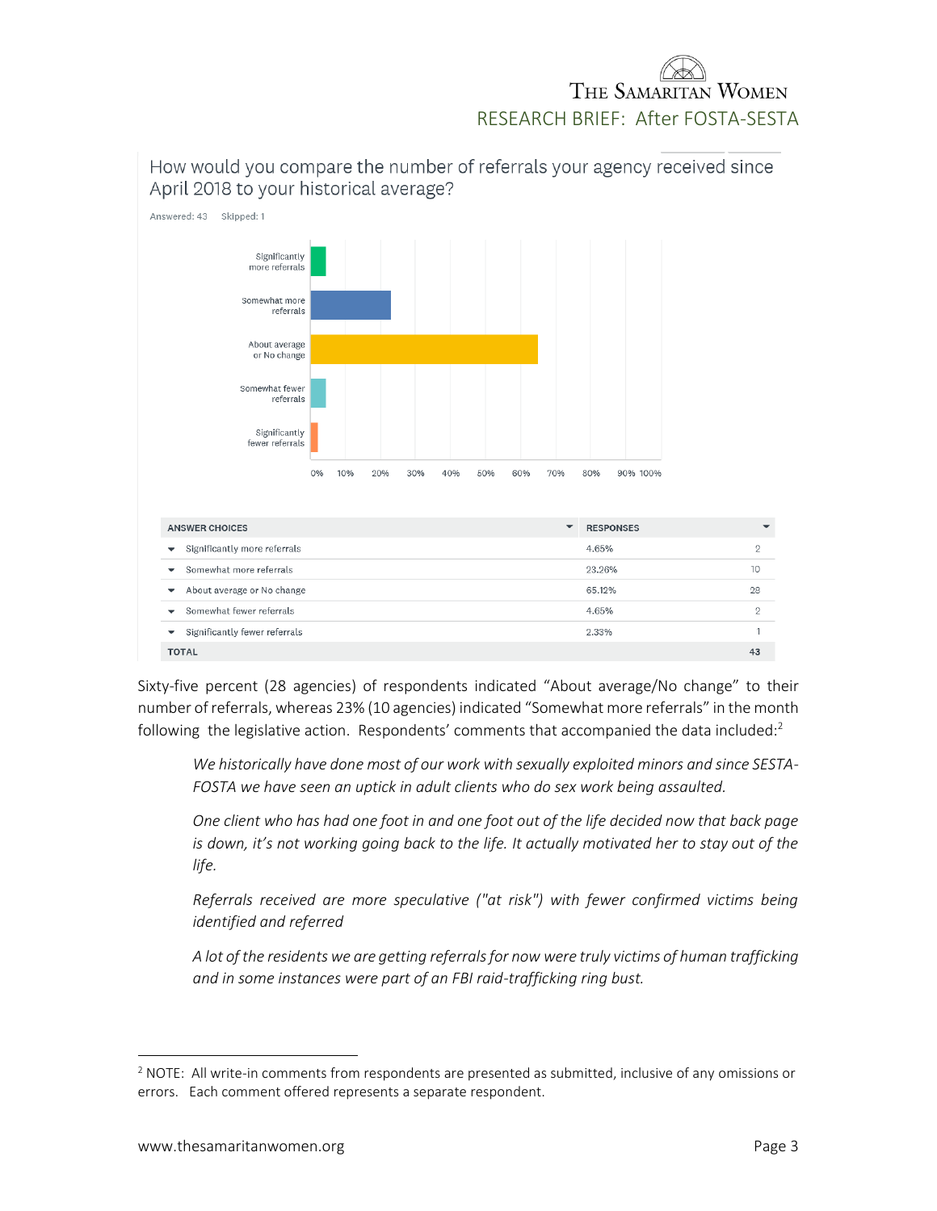How would you compare the number of referrals your agency received since April 2018 to your historical average?

Answered: 43 Skipped: 1

| ANSWER CHOICES | RESPONSES | |
|---|---|---|
| Significantly more referrals | 4.65% | 2 |
| Somewhat more referrals | 23.26% | 10 |
| About average or No change | 65.12% | 28 |
| Somewhat fewer referrals | 4.65% | 2 |
| Significantly fewer referrals | 2.33% | 1 |
| **TOTAL** | | **43** |

Sixty-five percent (28 agencies) of respondents indicated "About average/No change" to their number of referrals, whereas 23% (10 agencies) indicated "Somewhat more referrals" in the month following the legislative action. Respondents' comments that accompanied the data included:[2]

> *We historically have done most of our work with sexually exploited minors and since SESTA-FOSTA we have seen an uptick in adult clients who do sex work being assaulted.*
>
> *One client who has had one foot in and one foot out of the life decided now that back page is down, it's not working going back to the life. It actually motivated her to stay out of the life.*
>
> *Referrals received are more speculative ("at risk") with fewer confirmed victims being identified and referred*
>
> *A lot of the residents we are getting referrals for now were truly victims of human trafficking and in some instances were part of an FBI raid-trafficking ring bust.*

---

[2] NOTE: All write-in comments from respondents are presented as submitted, inclusive of any omissions or errors. Each comment offered represents a separate respondent.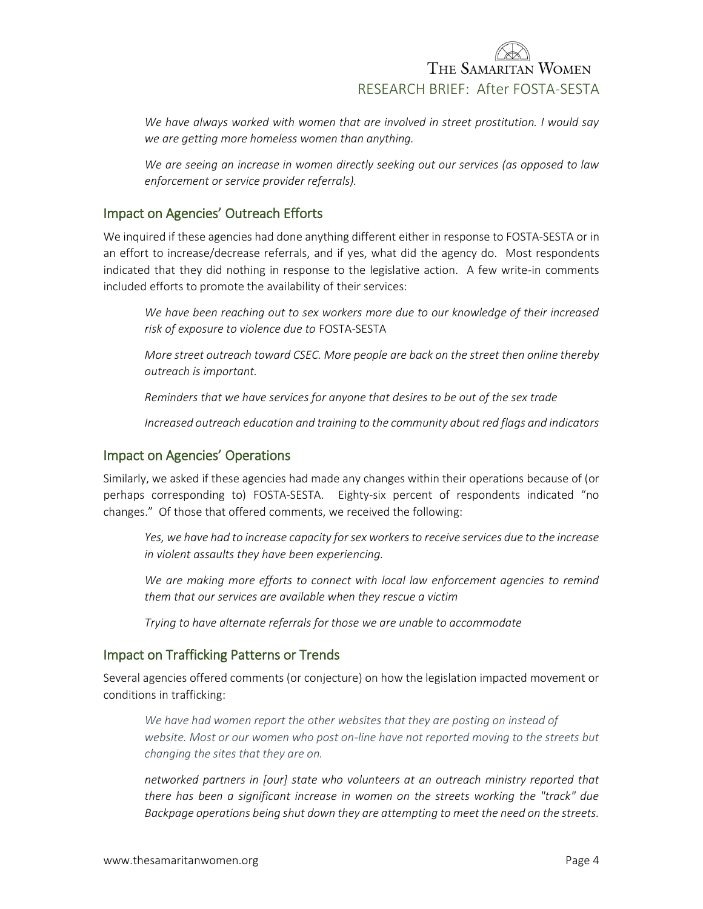*We have always worked with women that are involved in street prostitution. I would say we are getting more homeless women than anything.*

*We are seeing an increase in women directly seeking out our services (as opposed to law enforcement or service provider referrals).*

## Impact on Agencies' Outreach Efforts

We inquired if these agencies had done anything different either in response to FOSTA-SESTA or in an effort to increase/decrease referrals, and if yes, what did the agency do. Most respondents indicated that they did nothing in response to the legislative action. A few write-in comments included efforts to promote the availability of their services:

*We have been reaching out to sex workers more due to our knowledge of their increased risk of exposure to violence due to* FOSTA-SESTA

*More street outreach toward CSEC. More people are back on the street then online thereby outreach is important.*

*Reminders that we have services for anyone that desires to be out of the sex trade*

*Increased outreach education and training to the community about red flags and indicators*

## Impact on Agencies' Operations

Similarly, we asked if these agencies had made any changes within their operations because of (or perhaps corresponding to) FOSTA-SESTA. Eighty-six percent of respondents indicated "no changes." Of those that offered comments, we received the following:

*Yes, we have had to increase capacity for sex workers to receive services due to the increase in violent assaults they have been experiencing.*

*We are making more efforts to connect with local law enforcement agencies to remind them that our services are available when they rescue a victim*

*Trying to have alternate referrals for those we are unable to accommodate*

## Impact on Trafficking Patterns or Trends

Several agencies offered comments (or conjecture) on how the legislation impacted movement or conditions in trafficking:

*We have had women report the other websites that they are posting on instead of website. Most or our women who post on-line have not reported moving to the streets but changing the sites that they are on.*

*networked partners in [our] state who volunteers at an outreach ministry reported that there has been a significant increase in women on the streets working the "track" due Backpage operations being shut down they are attempting to meet the need on the streets.*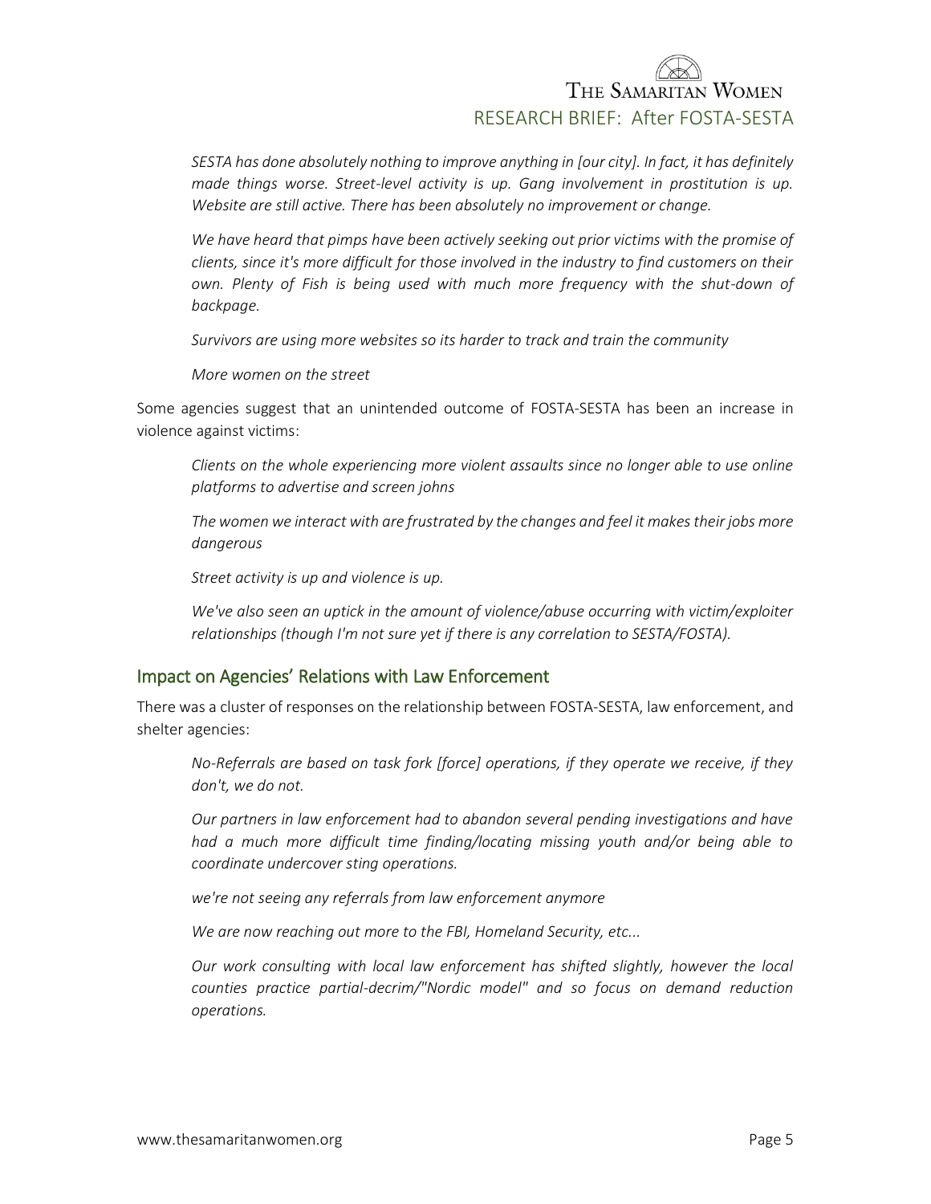*SESTA has done absolutely nothing to improve anything in [our city]. In fact, it has definitely made things worse. Street-level activity is up. Gang involvement in prostitution is up. Website are still active. There has been absolutely no improvement or change.*

*We have heard that pimps have been actively seeking out prior victims with the promise of clients, since it's more difficult for those involved in the industry to find customers on their own. Plenty of Fish is being used with much more frequency with the shut-down of backpage.*

*Survivors are using more websites so its harder to track and train the community*

*More women on the street*

Some agencies suggest that an unintended outcome of FOSTA-SESTA has been an increase in violence against victims:

*Clients on the whole experiencing more violent assaults since no longer able to use online platforms to advertise and screen johns*

*The women we interact with are frustrated by the changes and feel it makes their jobs more dangerous*

*Street activity is up and violence is up.*

*We've also seen an uptick in the amount of violence/abuse occurring with victim/exploiter relationships (though I'm not sure yet if there is any correlation to SESTA/FOSTA).*

## Impact on Agencies' Relations with Law Enforcement

There was a cluster of responses on the relationship between FOSTA-SESTA, law enforcement, and shelter agencies:

*No-Referrals are based on task fork [force] operations, if they operate we receive, if they don't, we do not.*

*Our partners in law enforcement had to abandon several pending investigations and have had a much more difficult time finding/locating missing youth and/or being able to coordinate undercover sting operations.*

*we're not seeing any referrals from law enforcement anymore*

*We are now reaching out more to the FBI, Homeland Security, etc...*

*Our work consulting with local law enforcement has shifted slightly, however the local counties practice partial-decrim/"Nordic model" and so focus on demand reduction operations.*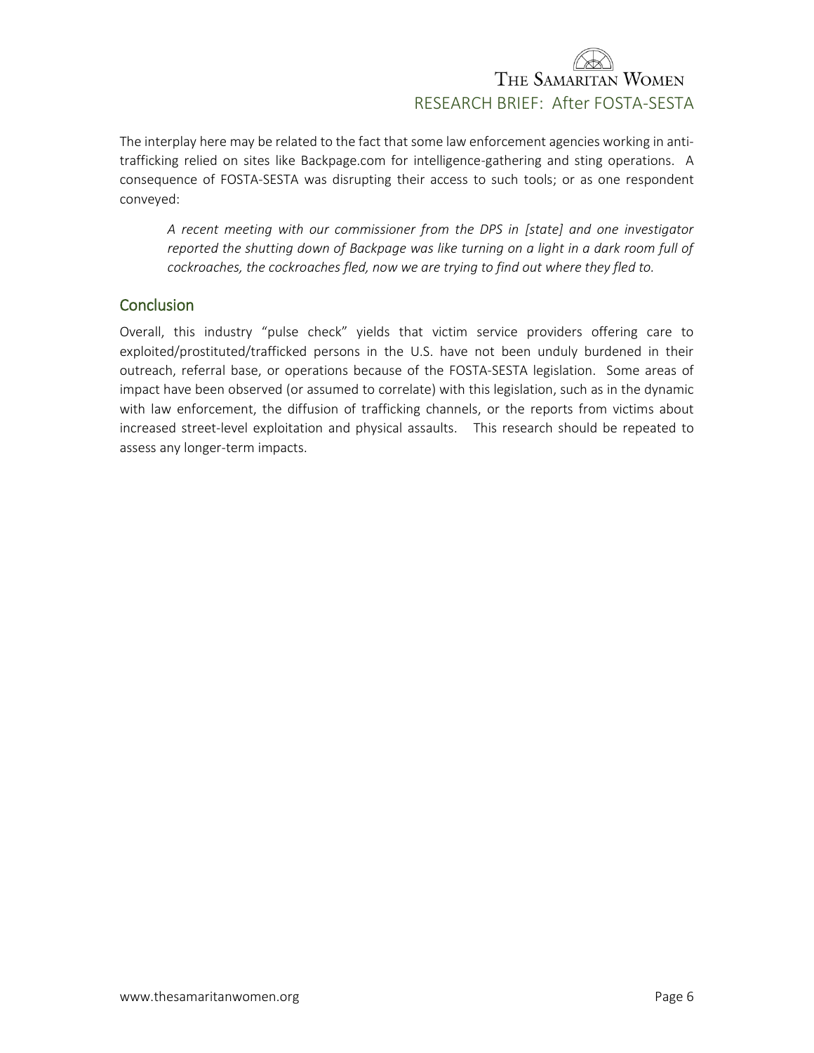The interplay here may be related to the fact that some law enforcement agencies working in anti-trafficking relied on sites like Backpage.com for intelligence-gathering and sting operations. A consequence of FOSTA-SESTA was disrupting their access to such tools; or as one respondent conveyed:

> *A recent meeting with our commissioner from the DPS in [state] and one investigator reported the shutting down of Backpage was like turning on a light in a dark room full of cockroaches, the cockroaches fled, now we are trying to find out where they fled to.*

## Conclusion

Overall, this industry "pulse check" yields that victim service providers offering care to exploited/prostituted/trafficked persons in the U.S. have not been unduly burdened in their outreach, referral base, or operations because of the FOSTA-SESTA legislation. Some areas of impact have been observed (or assumed to correlate) with this legislation, such as in the dynamic with law enforcement, the diffusion of trafficking channels, or the reports from victims about increased street-level exploitation and physical assaults. This research should be repeated to assess any longer-term impacts.